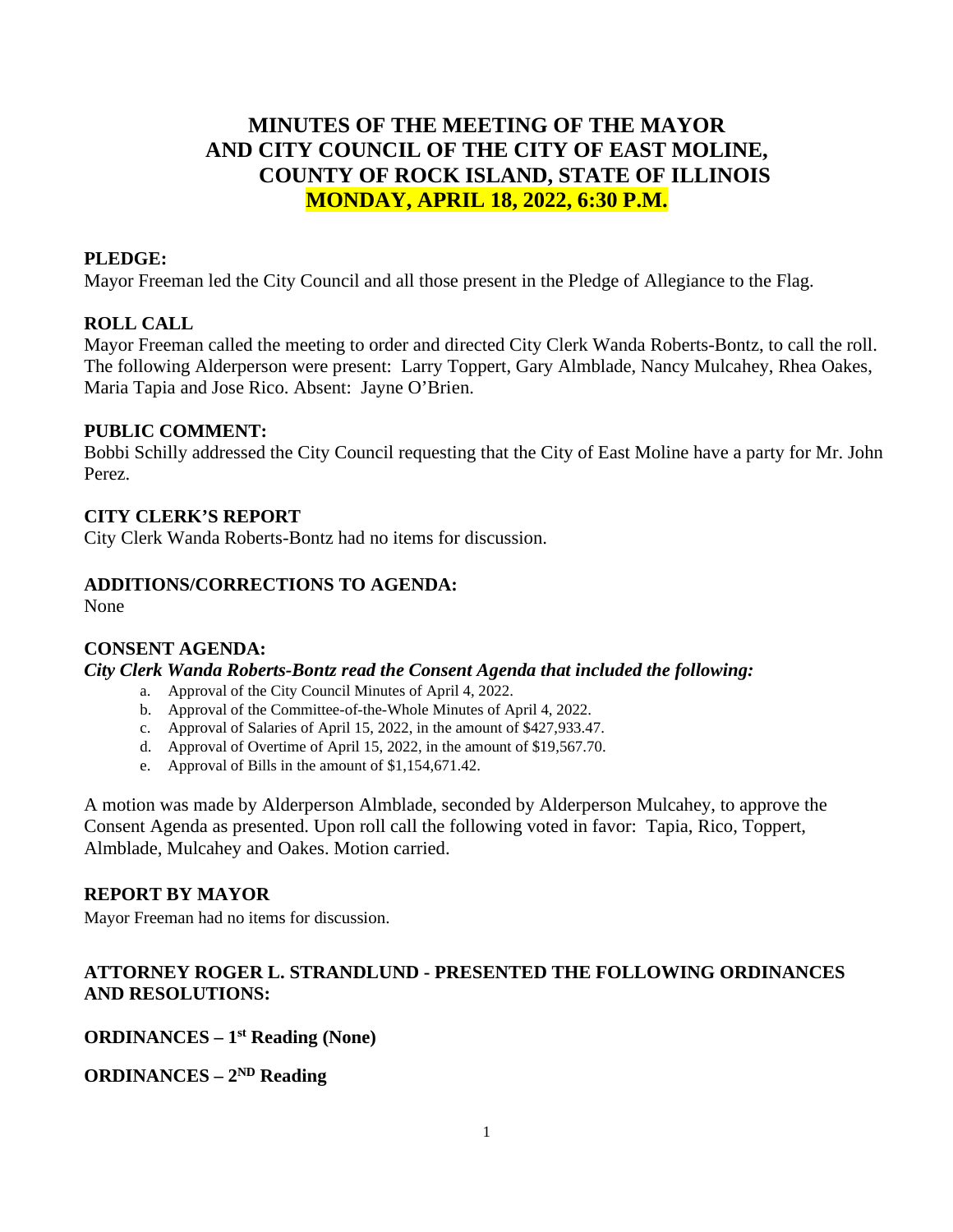# MINUTES OF THE MEETING OF THE MAYOR AND CITY COUNCIL OF THE CITY OF EAST MOLINE, COUNTY OF ROCK ISLAND, STATE OF ILLINOIS

**MONDAY, APRIL 18, 2022, 6:30 P.M.**

**PLEDGE:**

Mayor Freeman led the City Council and all those present in the Pledge of Allegiance to the Flag.

**ROLL CALL**

Mayor Freeman called the meeting to order and directed City Clerk Wanda Roberts-Bontz, to call the roll. The following Alderperson were present: Larry Toppert, Gary Almblade, Nancy Mulcahey, Rhea Oakes, Maria Tapia and Jose Rico. Absent: Jayne O'Brien.

**PUBLIC COMMENT:**

Bobbi Schilly addressed the City Council requesting that the City of East Moline have a party for Mr. John Perez.

**CITY CLERK'S REPORT**

City Clerk Wanda Roberts-Bontz had no items for discussion.

**ADDITIONS/CORRECTIONS TO AGENDA:**

None

**CONSENT AGENDA:**

***City Clerk Wanda Roberts-Bontz read the Consent Agenda that included the following:***

a. Approval of the City Council Minutes of April 4, 2022.
b. Approval of the Committee-of-the-Whole Minutes of April 4, 2022.
c. Approval of Salaries of April 15, 2022, in the amount of $427,933.47.
d. Approval of Overtime of April 15, 2022, in the amount of $19,567.70.
e. Approval of Bills in the amount of $1,154,671.42.

A motion was made by Alderperson Almblade, seconded by Alderperson Mulcahey, to approve the Consent Agenda as presented. Upon roll call the following voted in favor: Tapia, Rico, Toppert, Almblade, Mulcahey and Oakes. Motion carried.

**REPORT BY MAYOR**

Mayor Freeman had no items for discussion.

**ATTORNEY ROGER L. STRANDLUND - PRESENTED THE FOLLOWING ORDINANCES AND RESOLUTIONS:**

**ORDINANCES – 1st Reading (None)**

**ORDINANCES – 2ND Reading**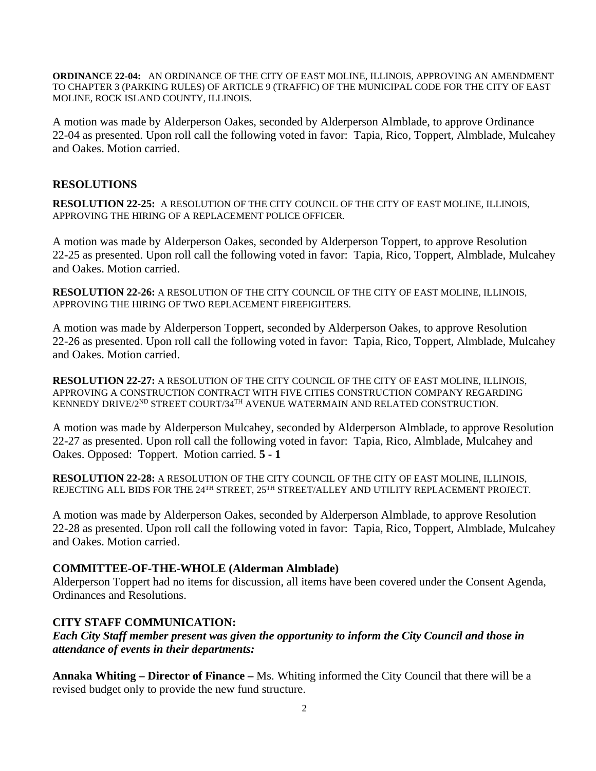**ORDINANCE 22-04:** AN ORDINANCE OF THE CITY OF EAST MOLINE, ILLINOIS, APPROVING AN AMENDMENT TO CHAPTER 3 (PARKING RULES) OF ARTICLE 9 (TRAFFIC) OF THE MUNICIPAL CODE FOR THE CITY OF EAST MOLINE, ROCK ISLAND COUNTY, ILLINOIS.

A motion was made by Alderperson Oakes, seconded by Alderperson Almblade, to approve Ordinance 22-04 as presented. Upon roll call the following voted in favor: Tapia, Rico, Toppert, Almblade, Mulcahey and Oakes. Motion carried.

## RESOLUTIONS

**RESOLUTION 22-25:** A RESOLUTION OF THE CITY COUNCIL OF THE CITY OF EAST MOLINE, ILLINOIS, APPROVING THE HIRING OF A REPLACEMENT POLICE OFFICER.

A motion was made by Alderperson Oakes, seconded by Alderperson Toppert, to approve Resolution 22-25 as presented. Upon roll call the following voted in favor: Tapia, Rico, Toppert, Almblade, Mulcahey and Oakes. Motion carried.

**RESOLUTION 22-26:** A RESOLUTION OF THE CITY COUNCIL OF THE CITY OF EAST MOLINE, ILLINOIS, APPROVING THE HIRING OF TWO REPLACEMENT FIREFIGHTERS.

A motion was made by Alderperson Toppert, seconded by Alderperson Oakes, to approve Resolution 22-26 as presented. Upon roll call the following voted in favor: Tapia, Rico, Toppert, Almblade, Mulcahey and Oakes. Motion carried.

**RESOLUTION 22-27:** A RESOLUTION OF THE CITY COUNCIL OF THE CITY OF EAST MOLINE, ILLINOIS, APPROVING A CONSTRUCTION CONTRACT WITH FIVE CITIES CONSTRUCTION COMPANY REGARDING KENNEDY DRIVE/2ND STREET COURT/34TH AVENUE WATERMAIN AND RELATED CONSTRUCTION.

A motion was made by Alderperson Mulcahey, seconded by Alderperson Almblade, to approve Resolution 22-27 as presented. Upon roll call the following voted in favor: Tapia, Rico, Almblade, Mulcahey and Oakes. Opposed: Toppert. Motion carried. **5 - 1**

**RESOLUTION 22-28:** A RESOLUTION OF THE CITY COUNCIL OF THE CITY OF EAST MOLINE, ILLINOIS, REJECTING ALL BIDS FOR THE 24TH STREET, 25TH STREET/ALLEY AND UTILITY REPLACEMENT PROJECT.

A motion was made by Alderperson Oakes, seconded by Alderperson Almblade, to approve Resolution 22-28 as presented. Upon roll call the following voted in favor: Tapia, Rico, Toppert, Almblade, Mulcahey and Oakes. Motion carried.

## COMMITTEE-OF-THE-WHOLE (Alderman Almblade)

Alderperson Toppert had no items for discussion, all items have been covered under the Consent Agenda, Ordinances and Resolutions.

## CITY STAFF COMMUNICATION:

***Each City Staff member present was given the opportunity to inform the City Council and those in attendance of events in their departments:***

**Annaka Whiting – Director of Finance –** Ms. Whiting informed the City Council that there will be a revised budget only to provide the new fund structure.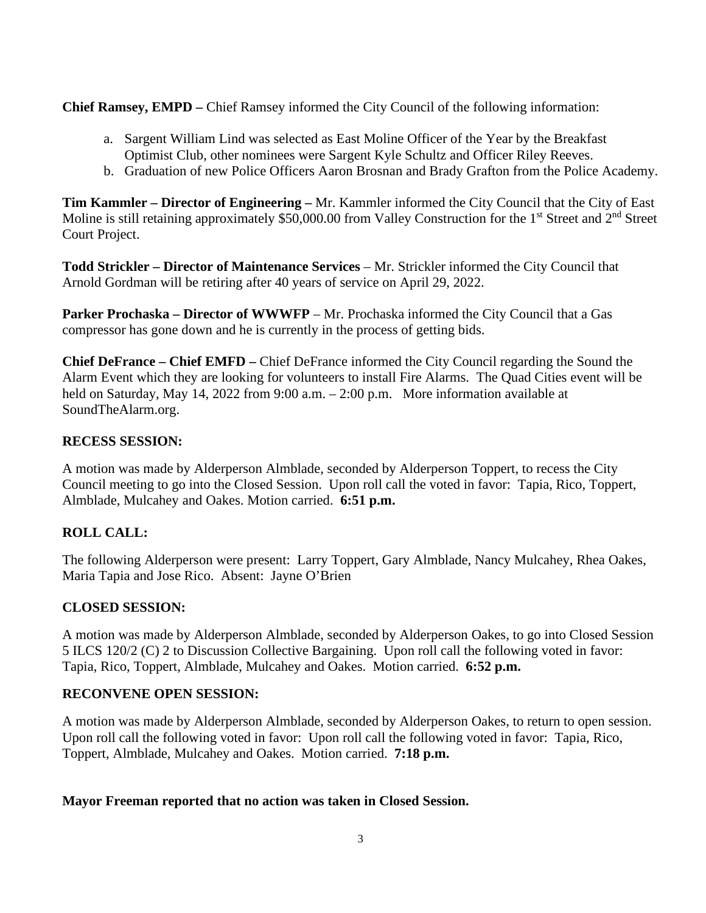**Chief Ramsey, EMPD –** Chief Ramsey informed the City Council of the following information:

a. Sargent William Lind was selected as East Moline Officer of the Year by the Breakfast Optimist Club, other nominees were Sargent Kyle Schultz and Officer Riley Reeves.
b. Graduation of new Police Officers Aaron Brosnan and Brady Grafton from the Police Academy.

**Tim Kammler – Director of Engineering –** Mr. Kammler informed the City Council that the City of East Moline is still retaining approximately $50,000.00 from Valley Construction for the 1st Street and 2nd Street Court Project.

**Todd Strickler – Director of Maintenance Services** – Mr. Strickler informed the City Council that Arnold Gordman will be retiring after 40 years of service on April 29, 2022.

**Parker Prochaska – Director of WWWFP** – Mr. Prochaska informed the City Council that a Gas compressor has gone down and he is currently in the process of getting bids.

**Chief DeFrance – Chief EMFD –** Chief DeFrance informed the City Council regarding the Sound the Alarm Event which they are looking for volunteers to install Fire Alarms. The Quad Cities event will be held on Saturday, May 14, 2022 from 9:00 a.m. – 2:00 p.m. More information available at SoundTheAlarm.org.

**RECESS SESSION:**

A motion was made by Alderperson Almblade, seconded by Alderperson Toppert, to recess the City Council meeting to go into the Closed Session. Upon roll call the voted in favor: Tapia, Rico, Toppert, Almblade, Mulcahey and Oakes. Motion carried. **6:51 p.m.**

**ROLL CALL:**

The following Alderperson were present: Larry Toppert, Gary Almblade, Nancy Mulcahey, Rhea Oakes, Maria Tapia and Jose Rico. Absent: Jayne O'Brien

**CLOSED SESSION:**

A motion was made by Alderperson Almblade, seconded by Alderperson Oakes, to go into Closed Session 5 ILCS 120/2 (C) 2 to Discussion Collective Bargaining. Upon roll call the following voted in favor: Tapia, Rico, Toppert, Almblade, Mulcahey and Oakes. Motion carried. **6:52 p.m.**

**RECONVENE OPEN SESSION:**

A motion was made by Alderperson Almblade, seconded by Alderperson Oakes, to return to open session. Upon roll call the following voted in favor: Upon roll call the following voted in favor: Tapia, Rico, Toppert, Almblade, Mulcahey and Oakes. Motion carried. **7:18 p.m.**

**Mayor Freeman reported that no action was taken in Closed Session.**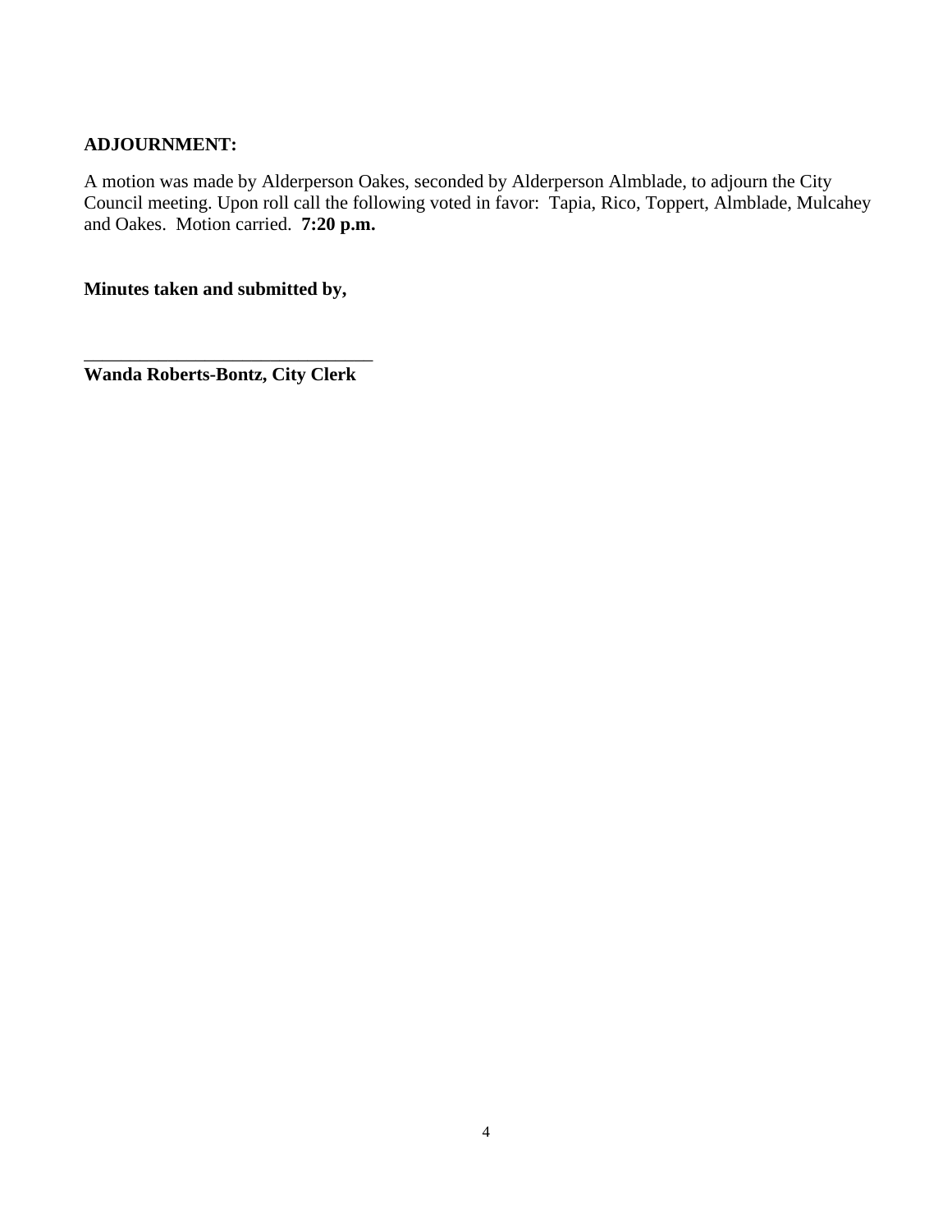**ADJOURNMENT:**

A motion was made by Alderperson Oakes, seconded by Alderperson Almblade, to adjourn the City Council meeting. Upon roll call the following voted in favor: Tapia, Rico, Toppert, Almblade, Mulcahey and Oakes. Motion carried. **7:20 p.m.**

**Minutes taken and submitted by,**

\_\_\_\_\_\_\_\_\_\_\_\_\_\_\_\_\_\_\_\_\_\_\_\_\_\_\_\_\_\_\_\_\_\_

**Wanda Roberts-Bontz, City Clerk**